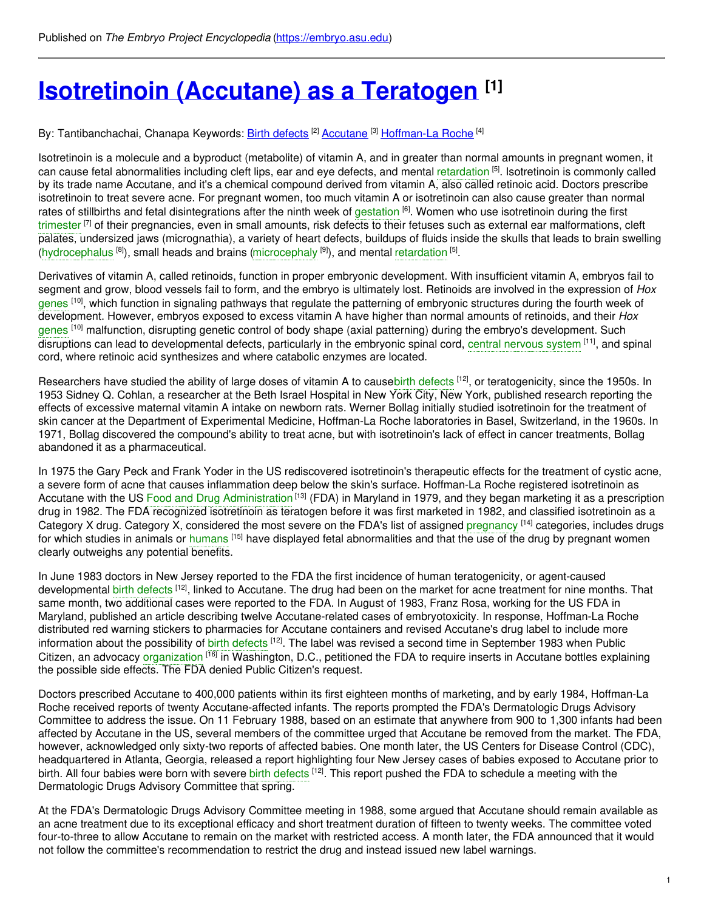Published on *The Embryo Project Encyclopedia* (https://embryo.asu.edu)

# Isotretinoin (Accutane) as a Teratogen [1]

By: Tantibanchachai, Chanapa Keywords: Birth defects [2] Accutane [3] Hoffman-La Roche [4]

Isotretinoin is a molecule and a byproduct (metabolite) of vitamin A, and in greater than normal amounts in pregnant women, it can cause fetal abnormalities including cleft lips, ear and eye defects, and mental retardation [5]. Isotretinoin is commonly called by its trade name Accutane, and it's a chemical compound derived from vitamin A, also called retinoic acid. Doctors prescribe isotretinoin to treat severe acne. For pregnant women, too much vitamin A or isotretinoin can also cause greater than normal rates of stillbirths and fetal disintegrations after the ninth week of gestation [6]. Women who use isotretinoin during the first trimester [7] of their pregnancies, even in small amounts, risk defects to their fetuses such as external ear malformations, cleft palates, undersized jaws (micrognathia), a variety of heart defects, buildups of fluids inside the skulls that leads to brain swelling (hydrocephalus [8]), small heads and brains (microcephaly [9]), and mental retardation [5].

Derivatives of vitamin A, called retinoids, function in proper embryonic development. With insufficient vitamin A, embryos fail to segment and grow, blood vessels fail to form, and the embryo is ultimately lost. Retinoids are involved in the expression of *Hox* genes [10], which function in signaling pathways that regulate the patterning of embryonic structures during the fourth week of development. However, embryos exposed to excess vitamin A have higher than normal amounts of retinoids, and their *Hox* genes [10] malfunction, disrupting genetic control of body shape (axial patterning) during the embryo's development. Such disruptions can lead to developmental defects, particularly in the embryonic spinal cord, central nervous system [11], and spinal cord, where retinoic acid synthesizes and where catabolic enzymes are located.

Researchers have studied the ability of large doses of vitamin A to causebirth defects [12], or teratogenicity, since the 1950s. In 1953 Sidney Q. Cohlan, a researcher at the Beth Israel Hospital in New York City, New York, published research reporting the effects of excessive maternal vitamin A intake on newborn rats. Werner Bollag initially studied isotretinoin for the treatment of skin cancer at the Department of Experimental Medicine, Hoffman-La Roche laboratories in Basel, Switzerland, in the 1960s. In 1971, Bollag discovered the compound's ability to treat acne, but with isotretinoin's lack of effect in cancer treatments, Bollag abandoned it as a pharmaceutical.

In 1975 the Gary Peck and Frank Yoder in the US rediscovered isotretinoin's therapeutic effects for the treatment of cystic acne, a severe form of acne that causes inflammation deep below the skin's surface. Hoffman-La Roche registered isotretinoin as Accutane with the US Food and Drug Administration [13] (FDA) in Maryland in 1979, and they began marketing it as a prescription drug in 1982. The FDA recognized isotretinoin as teratogen before it was first marketed in 1982, and classified isotretinoin as a Category X drug. Category X, considered the most severe on the FDA's list of assigned pregnancy [14] categories, includes drugs for which studies in animals or humans [15] have displayed fetal abnormalities and that the use of the drug by pregnant women clearly outweighs any potential benefits.

In June 1983 doctors in New Jersey reported to the FDA the first incidence of human teratogenicity, or agent-caused developmental birth defects [12], linked to Accutane. The drug had been on the market for acne treatment for nine months. That same month, two additional cases were reported to the FDA. In August of 1983, Franz Rosa, working for the US FDA in Maryland, published an article describing twelve Accutane-related cases of embryotoxicity. In response, Hoffman-La Roche distributed red warning stickers to pharmacies for Accutane containers and revised Accutane's drug label to include more information about the possibility of birth defects [12]. The label was revised a second time in September 1983 when Public Citizen, an advocacy organization [16] in Washington, D.C., petitioned the FDA to require inserts in Accutane bottles explaining the possible side effects. The FDA denied Public Citizen's request.

Doctors prescribed Accutane to 400,000 patients within its first eighteen months of marketing, and by early 1984, Hoffman-La Roche received reports of twenty Accutane-affected infants. The reports prompted the FDA's Dermatologic Drugs Advisory Committee to address the issue. On 11 February 1988, based on an estimate that anywhere from 900 to 1,300 infants had been affected by Accutane in the US, several members of the committee urged that Accutane be removed from the market. The FDA, however, acknowledged only sixty-two reports of affected babies. One month later, the US Centers for Disease Control (CDC), headquartered in Atlanta, Georgia, released a report highlighting four New Jersey cases of babies exposed to Accutane prior to birth. All four babies were born with severe birth defects [12]. This report pushed the FDA to schedule a meeting with the Dermatologic Drugs Advisory Committee that spring.

At the FDA's Dermatologic Drugs Advisory Committee meeting in 1988, some argued that Accutane should remain available as an acne treatment due to its exceptional efficacy and short treatment duration of fifteen to twenty weeks. The committee voted four-to-three to allow Accutane to remain on the market with restricted access. A month later, the FDA announced that it would not follow the committee's recommendation to restrict the drug and instead issued new label warnings.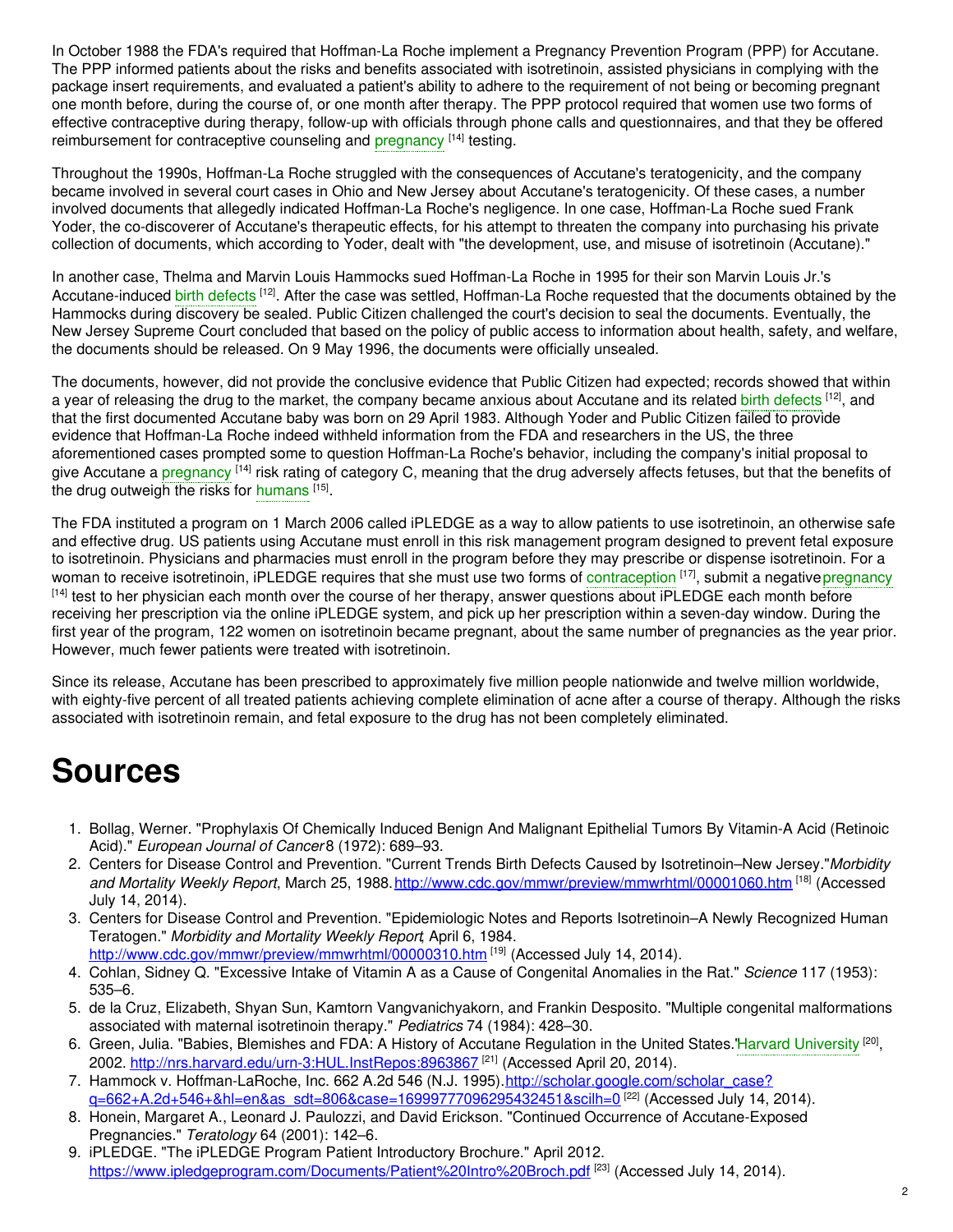In October 1988 the FDA's required that Hoffman-La Roche implement a Pregnancy Prevention Program (PPP) for Accutane. The PPP informed patients about the risks and benefits associated with isotretinoin, assisted physicians in complying with the package insert requirements, and evaluated a patient's ability to adhere to the requirement of not being or becoming pregnant one month before, during the course of, or one month after therapy. The PPP protocol required that women use two forms of effective contraceptive during therapy, follow-up with officials through phone calls and questionnaires, and that they be offered reimbursement for contraceptive counseling and pregnancy [14] testing.

Throughout the 1990s, Hoffman-La Roche struggled with the consequences of Accutane's teratogenicity, and the company became involved in several court cases in Ohio and New Jersey about Accutane's teratogenicity. Of these cases, a number involved documents that allegedly indicated Hoffman-La Roche's negligence. In one case, Hoffman-La Roche sued Frank Yoder, the co-discoverer of Accutane's therapeutic effects, for his attempt to threaten the company into purchasing his private collection of documents, which according to Yoder, dealt with "the development, use, and misuse of isotretinoin (Accutane)."

In another case, Thelma and Marvin Louis Hammocks sued Hoffman-La Roche in 1995 for their son Marvin Louis Jr.'s Accutane-induced birth defects [12]. After the case was settled, Hoffman-La Roche requested that the documents obtained by the Hammocks during discovery be sealed. Public Citizen challenged the court's decision to seal the documents. Eventually, the New Jersey Supreme Court concluded that based on the policy of public access to information about health, safety, and welfare, the documents should be released. On 9 May 1996, the documents were officially unsealed.

The documents, however, did not provide the conclusive evidence that Public Citizen had expected; records showed that within a year of releasing the drug to the market, the company became anxious about Accutane and its related birth defects [12], and that the first documented Accutane baby was born on 29 April 1983. Although Yoder and Public Citizen failed to provide evidence that Hoffman-La Roche indeed withheld information from the FDA and researchers in the US, the three aforementioned cases prompted some to question Hoffman-La Roche's behavior, including the company's initial proposal to give Accutane a pregnancy [14] risk rating of category C, meaning that the drug adversely affects fetuses, but that the benefits of the drug outweigh the risks for humans [15].

The FDA instituted a program on 1 March 2006 called iPLEDGE as a way to allow patients to use isotretinoin, an otherwise safe and effective drug. US patients using Accutane must enroll in this risk management program designed to prevent fetal exposure to isotretinoin. Physicians and pharmacies must enroll in the program before they may prescribe or dispense isotretinoin. For a woman to receive isotretinoin, iPLEDGE requires that she must use two forms of contraception [17], submit a negative pregnancy [14] test to her physician each month over the course of her therapy, answer questions about iPLEDGE each month before receiving her prescription via the online iPLEDGE system, and pick up her prescription within a seven-day window. During the first year of the program, 122 women on isotretinoin became pregnant, about the same number of pregnancies as the year prior. However, much fewer patients were treated with isotretinoin.

Since its release, Accutane has been prescribed to approximately five million people nationwide and twelve million worldwide, with eighty-five percent of all treated patients achieving complete elimination of acne after a course of therapy. Although the risks associated with isotretinoin remain, and fetal exposure to the drug has not been completely eliminated.

# Sources

1. Bollag, Werner. "Prophylaxis Of Chemically Induced Benign And Malignant Epithelial Tumors By Vitamin-A Acid (Retinoic Acid)." *European Journal of Cancer* 8 (1972): 689–93.
2. Centers for Disease Control and Prevention. "Current Trends Birth Defects Caused by Isotretinoin–New Jersey." *Morbidity and Mortality Weekly Report*, March 25, 1988. http://www.cdc.gov/mmwr/preview/mmwrhtml/00001060.htm [18] (Accessed July 14, 2014).
3. Centers for Disease Control and Prevention. "Epidemiologic Notes and Reports Isotretinoin–A Newly Recognized Human Teratogen." *Morbidity and Mortality Weekly Report*, April 6, 1984. http://www.cdc.gov/mmwr/preview/mmwrhtml/00000310.htm [19] (Accessed July 14, 2014).
4. Cohlan, Sidney Q. "Excessive Intake of Vitamin A as a Cause of Congenital Anomalies in the Rat." *Science* 117 (1953): 535–6.
5. de la Cruz, Elizabeth, Shyan Sun, Kamtorn Vangvanichyakorn, and Frankin Desposito. "Multiple congenital malformations associated with maternal isotretinoin therapy." *Pediatrics* 74 (1984): 428–30.
6. Green, Julia. "Babies, Blemishes and FDA: A History of Accutane Regulation in the United States." Harvard University [20], 2002. http://nrs.harvard.edu/urn-3:HUL.InstRepos:8963867 [21] (Accessed April 20, 2014).
7. Hammock v. Hoffman-LaRoche, Inc. 662 A.2d 546 (N.J. 1995). http://scholar.google.com/scholar_case?q=662+A.2d+546+&hl=en&as_sdt=806&case=16999770962954324518&scilh=0 [22] (Accessed July 14, 2014).
8. Honein, Margaret A., Leonard J. Paulozzi, and David Erickson. "Continued Occurrence of Accutane-Exposed Pregnancies." *Teratology* 64 (2001): 142–6.
9. iPLEDGE. "The iPLEDGE Program Patient Introductory Brochure." April 2012. https://www.ipledgeprogram.com/Documents/Patient%20Intro%20Broch.pdf [23] (Accessed July 14, 2014).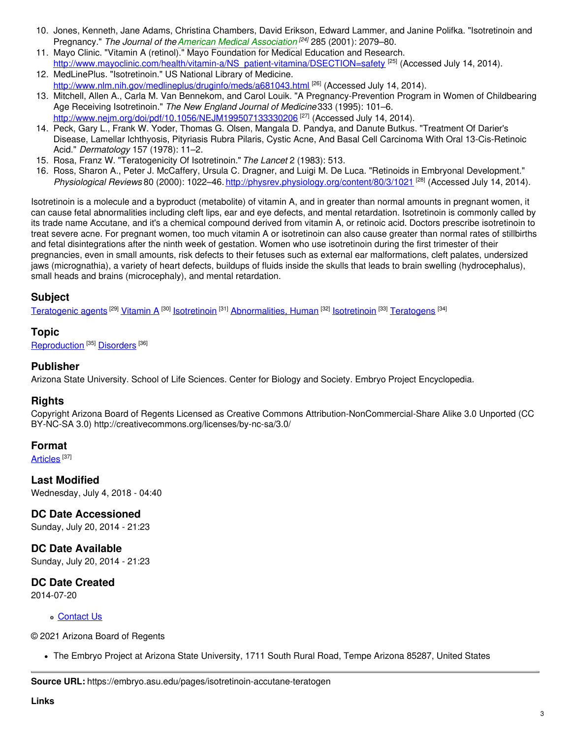10. Jones, Kenneth, Jane Adams, Christina Chambers, David Erikson, Edward Lammer, and Janine Polifka. "Isotretinoin and Pregnancy." *The Journal of the American Medical Association* [24] 285 (2001): 2079–80.
11. Mayo Clinic. "Vitamin A (retinol)." Mayo Foundation for Medical Education and Research. http://www.mayoclinic.com/health/vitamin-a/NS_patient-vitamina/DSECTION=safety [25] (Accessed July 14, 2014).
12. MedLinePlus. "Isotretinoin." US National Library of Medicine. http://www.nlm.nih.gov/medlineplus/druginfo/meds/a681043.html [26] (Accessed July 14, 2014).
13. Mitchell, Allen A., Carla M. Van Bennekom, and Carol Louik. "A Pregnancy-Prevention Program in Women of Childbearing Age Receiving Isotretinoin." *The New England Journal of Medicine* 333 (1995): 101–6. http://www.nejm.org/doi/pdf/10.1056/NEJM199507133330206 [27] (Accessed July 14, 2014).
14. Peck, Gary L., Frank W. Yoder, Thomas G. Olsen, Mangala D. Pandya, and Danute Butkus. "Treatment Of Darier's Disease, Lamellar Ichthyosis, Pityriasis Rubra Pilaris, Cystic Acne, And Basal Cell Carcinoma With Oral 13-Cis-Retinoic Acid." *Dermatology* 157 (1978): 11–2.
15. Rosa, Franz W. "Teratogenicity Of Isotretinoin." *The Lancet* 2 (1983): 513.
16. Ross, Sharon A., Peter J. McCaffery, Ursula C. Dragner, and Luigi M. De Luca. "Retinoids in Embryonal Development." *Physiological Reviews* 80 (2000): 1022–46. http://physrev.physiology.org/content/80/3/1021 [28] (Accessed July 14, 2014).

Isotretinoin is a molecule and a byproduct (metabolite) of vitamin A, and in greater than normal amounts in pregnant women, it can cause fetal abnormalities including cleft lips, ear and eye defects, and mental retardation. Isotretinoin is commonly called by its trade name Accutane, and it's a chemical compound derived from vitamin A, or retinoic acid. Doctors prescribe isotretinoin to treat severe acne. For pregnant women, too much vitamin A or isotretinoin can also cause greater than normal rates of stillbirths and fetal disintegrations after the ninth week of gestation. Women who use isotretinoin during the first trimester of their pregnancies, even in small amounts, risk defects to their fetuses such as external ear malformations, cleft palates, undersized jaws (micrognathia), a variety of heart defects, buildups of fluids inside the skulls that leads to brain swelling (hydrocephalus), small heads and brains (microcephaly), and mental retardation.

## Subject

Teratogenic agents [29] Vitamin A [30] Isotretinoin [31] Abnormalities, Human [32] Isotretinoin [33] Teratogens [34]

## Topic

Reproduction [35] Disorders [36]

## Publisher

Arizona State University. School of Life Sciences. Center for Biology and Society. Embryo Project Encyclopedia.

## Rights

Copyright Arizona Board of Regents Licensed as Creative Commons Attribution-NonCommercial-Share Alike 3.0 Unported (CC BY-NC-SA 3.0) http://creativecommons.org/licenses/by-nc-sa/3.0/

## Format

Articles [37]

## Last Modified

Wednesday, July 4, 2018 - 04:40

## DC Date Accessioned

Sunday, July 20, 2014 - 21:23

## DC Date Available

Sunday, July 20, 2014 - 21:23

## DC Date Created

2014-07-20

- Contact Us

© 2021 Arizona Board of Regents

- The Embryo Project at Arizona State University, 1711 South Rural Road, Tempe Arizona 85287, United States

---

**Source URL:** https://embryo.asu.edu/pages/isotretinoin-accutane-teratogen

**Links**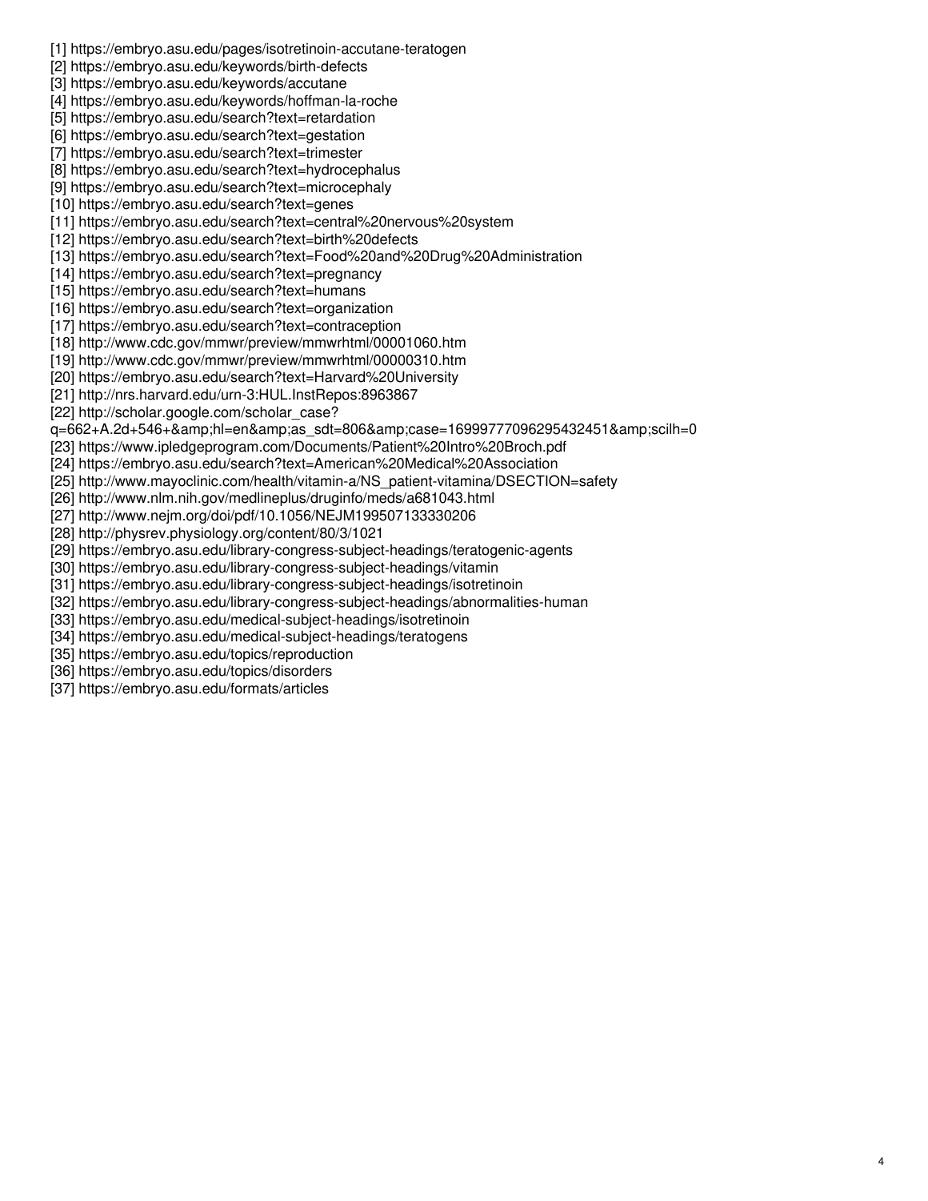[1] https://embryo.asu.edu/pages/isotretinoin-accutane-teratogen
[2] https://embryo.asu.edu/keywords/birth-defects
[3] https://embryo.asu.edu/keywords/accutane
[4] https://embryo.asu.edu/keywords/hoffman-la-roche
[5] https://embryo.asu.edu/search?text=retardation
[6] https://embryo.asu.edu/search?text=gestation
[7] https://embryo.asu.edu/search?text=trimester
[8] https://embryo.asu.edu/search?text=hydrocephalus
[9] https://embryo.asu.edu/search?text=microcephaly
[10] https://embryo.asu.edu/search?text=genes
[11] https://embryo.asu.edu/search?text=central%20nervous%20system
[12] https://embryo.asu.edu/search?text=birth%20defects
[13] https://embryo.asu.edu/search?text=Food%20and%20Drug%20Administration
[14] https://embryo.asu.edu/search?text=pregnancy
[15] https://embryo.asu.edu/search?text=humans
[16] https://embryo.asu.edu/search?text=organization
[17] https://embryo.asu.edu/search?text=contraception
[18] http://www.cdc.gov/mmwr/preview/mmwrhtml/00001060.htm
[19] http://www.cdc.gov/mmwr/preview/mmwrhtml/00000310.htm
[20] https://embryo.asu.edu/search?text=Harvard%20University
[21] http://nrs.harvard.edu/urn-3:HUL.InstRepos:8963867
[22] http://scholar.google.com/scholar_case?q=662+A.2d+546+&amp;hl=en&amp;as_sdt=806&amp;case=16999777096295432451&amp;scilh=0
[23] https://www.ipledgeprogram.com/Documents/Patient%20Intro%20Broch.pdf
[24] https://embryo.asu.edu/search?text=American%20Medical%20Association
[25] http://www.mayoclinic.com/health/vitamin-a/NS_patient-vitamina/DSECTION=safety
[26] http://www.nlm.nih.gov/medlineplus/druginfo/meds/a681043.html
[27] http://www.nejm.org/doi/pdf/10.1056/NEJM199507133330206
[28] http://physrev.physiology.org/content/80/3/1021
[29] https://embryo.asu.edu/library-congress-subject-headings/teratogenic-agents
[30] https://embryo.asu.edu/library-congress-subject-headings/vitamin
[31] https://embryo.asu.edu/library-congress-subject-headings/isotretinoin
[32] https://embryo.asu.edu/library-congress-subject-headings/abnormalities-human
[33] https://embryo.asu.edu/medical-subject-headings/isotretinoin
[34] https://embryo.asu.edu/medical-subject-headings/teratogens
[35] https://embryo.asu.edu/topics/reproduction
[36] https://embryo.asu.edu/topics/disorders
[37] https://embryo.asu.edu/formats/articles